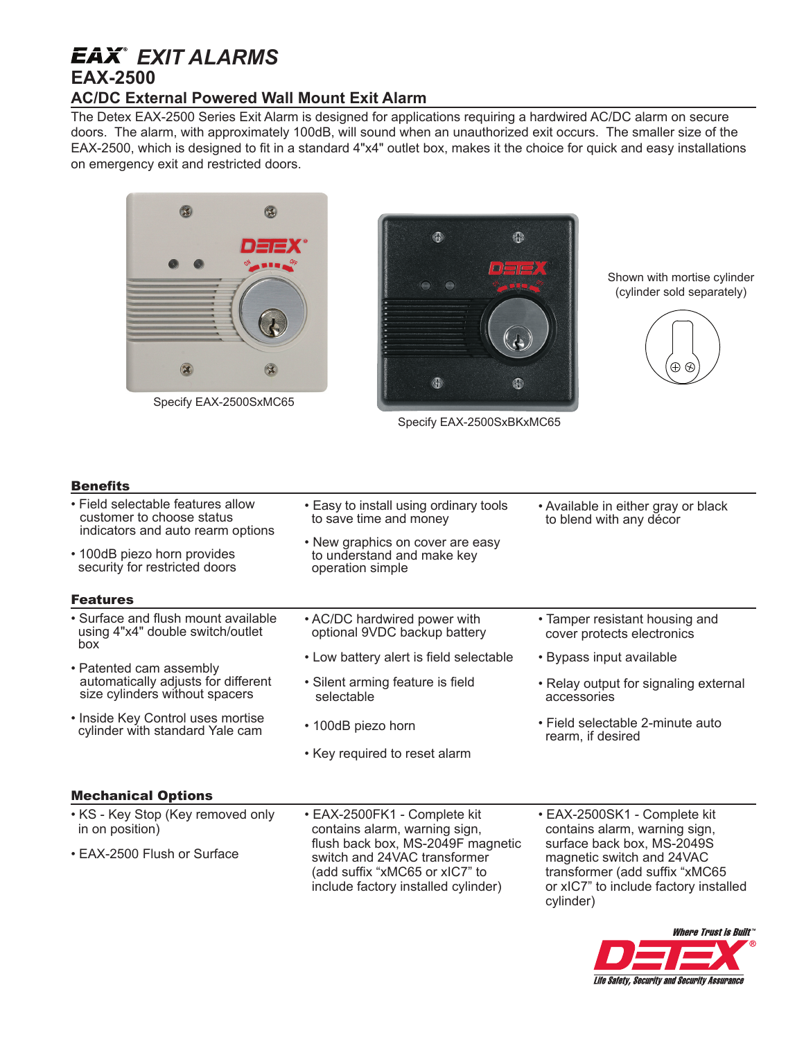# EAX® EXIT ALARMS

## EAX-2500

### AC/DC External Powered Wall Mount Exit Alarm

The Detex EAX-2500 Series Exit Alarm is designed for applications requiring a hardwired AC/DC alarm on secure doors. The alarm, with approximately 100dB, will sound when an unauthorized exit occurs. The smaller size of the EAX-2500, which is designed to fit in a standard 4"x4" outlet box, makes it the choice for quick and easy installations on emergency exit and restricted doors.

Specify EAX-2500SxMC65

Specify EAX-2500SxBKxMC65

Shown with mortise cylinder (cylinder sold separately)

### Benefits

- Field selectable features allow customer to choose status indicators and auto rearm options
- 100dB piezo horn provides security for restricted doors
- Easy to install using ordinary tools to save time and money
- New graphics on cover are easy to understand and make key operation simple
- Available in either gray or black to blend with any décor

### Features

- Surface and flush mount available using 4"x4" double switch/outlet box
- Patented cam assembly automatically adjusts for different size cylinders without spacers
- Inside Key Control uses mortise cylinder with standard Yale cam
- AC/DC hardwired power with optional 9VDC backup battery
- Low battery alert is field selectable
- Silent arming feature is field selectable
- 100dB piezo horn
- Key required to reset alarm
- Tamper resistant housing and cover protects electronics
- Bypass input available
- Relay output for signaling external accessories
- Field selectable 2-minute auto rearm, if desired

### Mechanical Options

- KS - Key Stop (Key removed only in on position)
- EAX-2500 Flush or Surface
- EAX-2500FK1 - Complete kit contains alarm, warning sign, flush back box, MS-2049F magnetic switch and 24VAC transformer (add suffix “xMC65 or xIC7” to include factory installed cylinder)
- EAX-2500SK1 - Complete kit contains alarm, warning sign, surface back box, MS-2049S magnetic switch and 24VAC transformer (add suffix “xMC65 or xIC7” to include factory installed cylinder)

Where Trust is Built™
DETEX®
Life Safety, Security and Security Assurance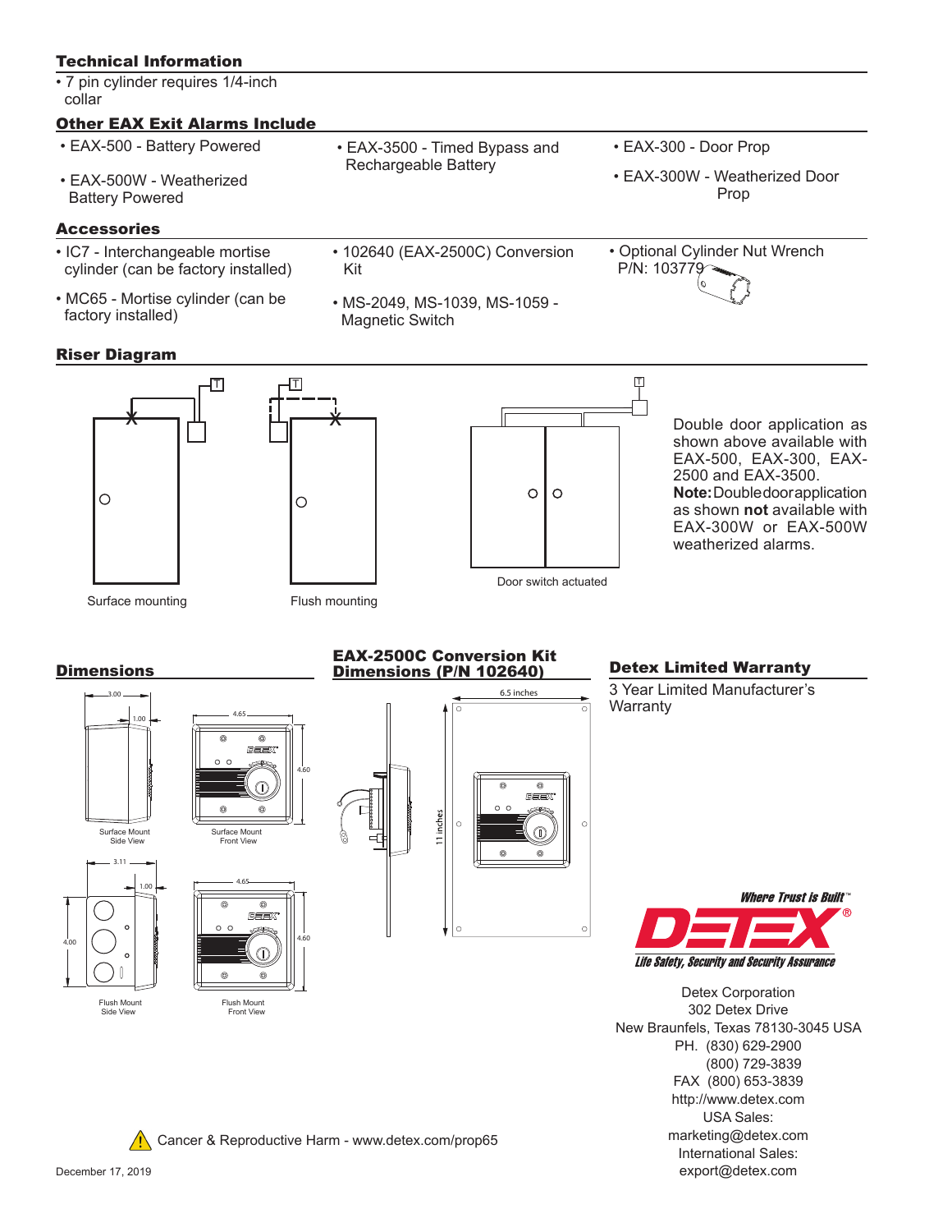## Technical Information

- 7 pin cylinder requires 1/4-inch collar

## Other EAX Exit Alarms Include

- EAX-500 - Battery Powered
- EAX-500W - Weatherized Battery Powered
- EAX-3500 - Timed Bypass and Rechargeable Battery
- EAX-300 - Door Prop
- EAX-300W - Weatherized Door Prop

## Accessories

- IC7 - Interchangeable mortise cylinder (can be factory installed)
- MC65 - Mortise cylinder (can be factory installed)
- 102640 (EAX-2500C) Conversion Kit
- MS-2049, MS-1039, MS-1059 - Magnetic Switch
- Optional Cylinder Nut Wrench P/N: 103779

## Riser Diagram

T

T

T

Surface mounting

Flush mounting

Door switch actuated

Double door application as shown above available with EAX-500, EAX-300, EAX-2500 and EAX-3500. **Note:** Double door application as shown **not** available with EAX-300W or EAX-500W weatherized alarms.

## Dimensions

3.00

1.00

Surface Mount Side View

4.65

4.60

Surface Mount Front View

3.11

1.00

4.00

Flush Mount Side View

4.65

4.60

Flush Mount Front View

## EAX-2500C Conversion Kit Dimensions (P/N 102640)

6.5 inches

11 inches

## Detex Limited Warranty

3 Year Limited Manufacturer's Warranty

Where Trust is Built™

DETEX®

Life Safety, Security and Security Assurance

Detex Corporation
302 Detex Drive
New Braunfels, Texas 78130-3045 USA
PH. (830) 629-2900
(800) 729-3839
FAX (800) 653-3839
http://www.detex.com
USA Sales:
marketing@detex.com
International Sales:
export@detex.com

Cancer & Reproductive Harm - www.detex.com/prop65

December 17, 2019